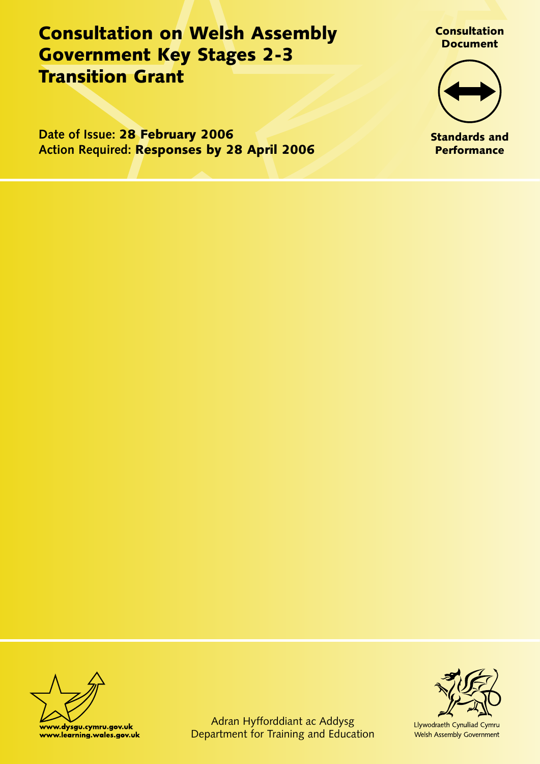# Consultation on Welsh Assembly Government Key Stages 2-3 Transition Grant

**Consultation Document**

**Standards and Performance**

Date of Issue: **28 February 2006**
Action Required: **Responses by 28 April 2006**

www.dysgu.cymru.gov.uk
www.learning.wales.gov.uk

Adran Hyfforddiant ac Addysg
Department for Training and Education

Llywodraeth Cynulliad Cymru
Welsh Assembly Government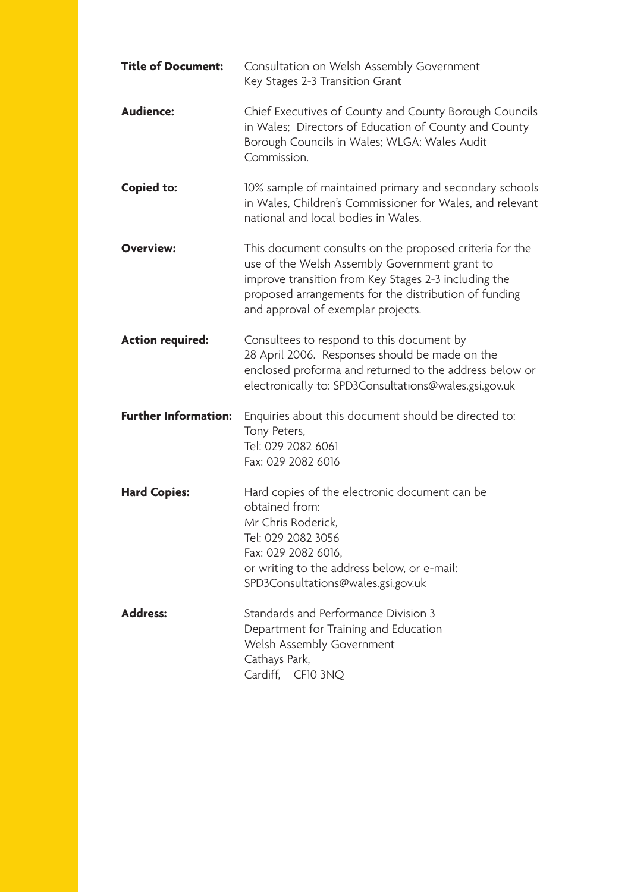**Title of Document:** Consultation on Welsh Assembly Government Key Stages 2-3 Transition Grant

**Audience:** Chief Executives of County and County Borough Councils in Wales; Directors of Education of County and County Borough Councils in Wales; WLGA; Wales Audit Commission.

**Copied to:** 10% sample of maintained primary and secondary schools in Wales, Children's Commissioner for Wales, and relevant national and local bodies in Wales.

**Overview:** This document consults on the proposed criteria for the use of the Welsh Assembly Government grant to improve transition from Key Stages 2-3 including the proposed arrangements for the distribution of funding and approval of exemplar projects.

**Action required:** Consultees to respond to this document by 28 April 2006. Responses should be made on the enclosed proforma and returned to the address below or electronically to: SPD3Consultations@wales.gsi.gov.uk

**Further Information:** Enquiries about this document should be directed to:
Tony Peters,
Tel: 029 2082 6061
Fax: 029 2082 6016

**Hard Copies:** Hard copies of the electronic document can be obtained from:
Mr Chris Roderick,
Tel: 029 2082 3056
Fax: 029 2082 6016,
or writing to the address below, or e-mail:
SPD3Consultations@wales.gsi.gov.uk

**Address:** Standards and Performance Division 3
Department for Training and Education
Welsh Assembly Government
Cathays Park,
Cardiff, CF10 3NQ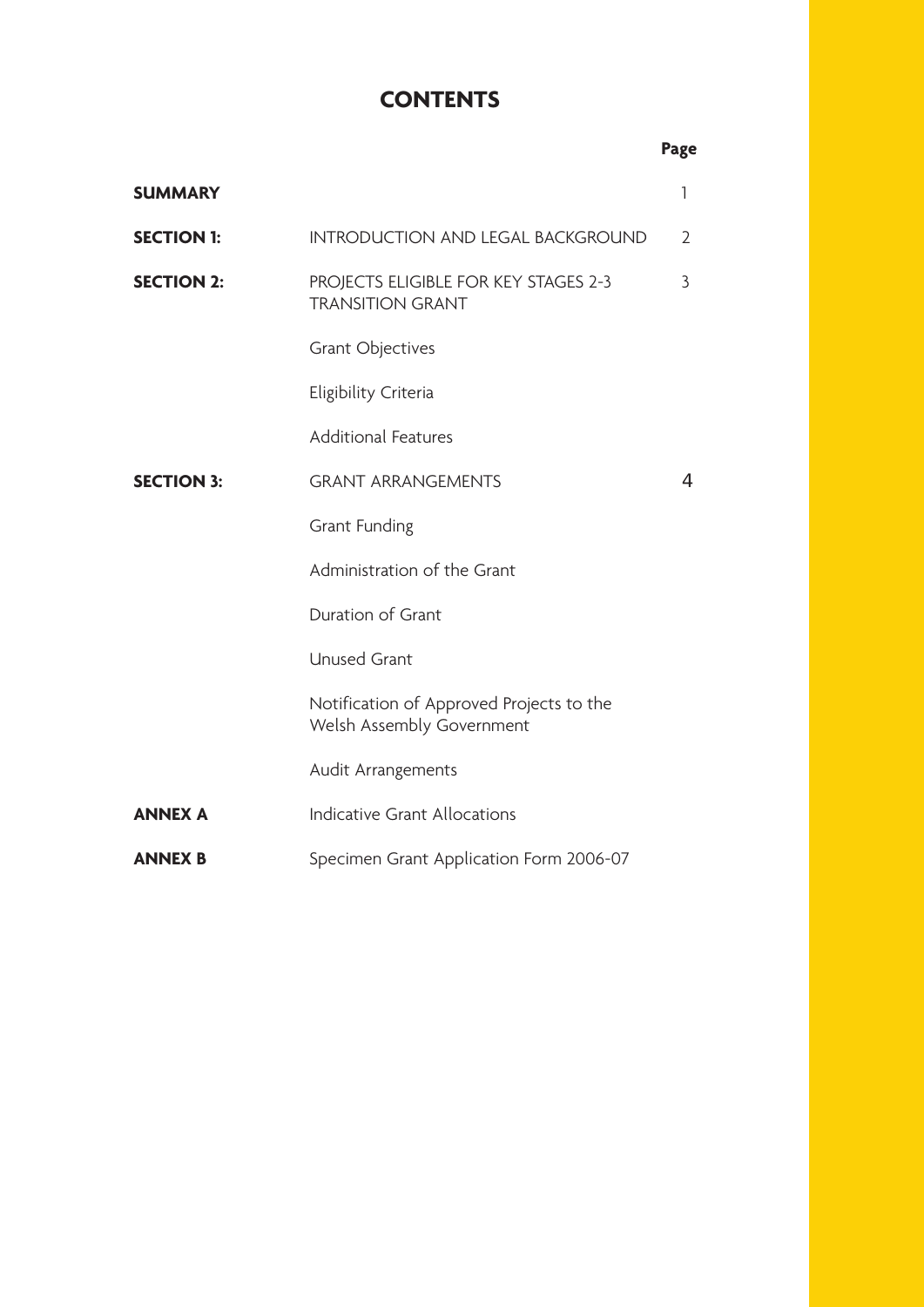# CONTENTS

| | | Page |
|---|---|---|
| **SUMMARY** | | 1 |
| **SECTION 1:** | INTRODUCTION AND LEGAL BACKGROUND | 2 |
| **SECTION 2:** | PROJECTS ELIGIBLE FOR KEY STAGES 2-3 TRANSITION GRANT | 3 |
| | Grant Objectives | |
| | Eligibility Criteria | |
| | Additional Features | |
| **SECTION 3:** | GRANT ARRANGEMENTS | 4 |
| | Grant Funding | |
| | Administration of the Grant | |
| | Duration of Grant | |
| | Unused Grant | |
| | Notification of Approved Projects to the Welsh Assembly Government | |
| | Audit Arrangements | |
| **ANNEX A** | Indicative Grant Allocations | |
| **ANNEX B** | Specimen Grant Application Form 2006-07 | |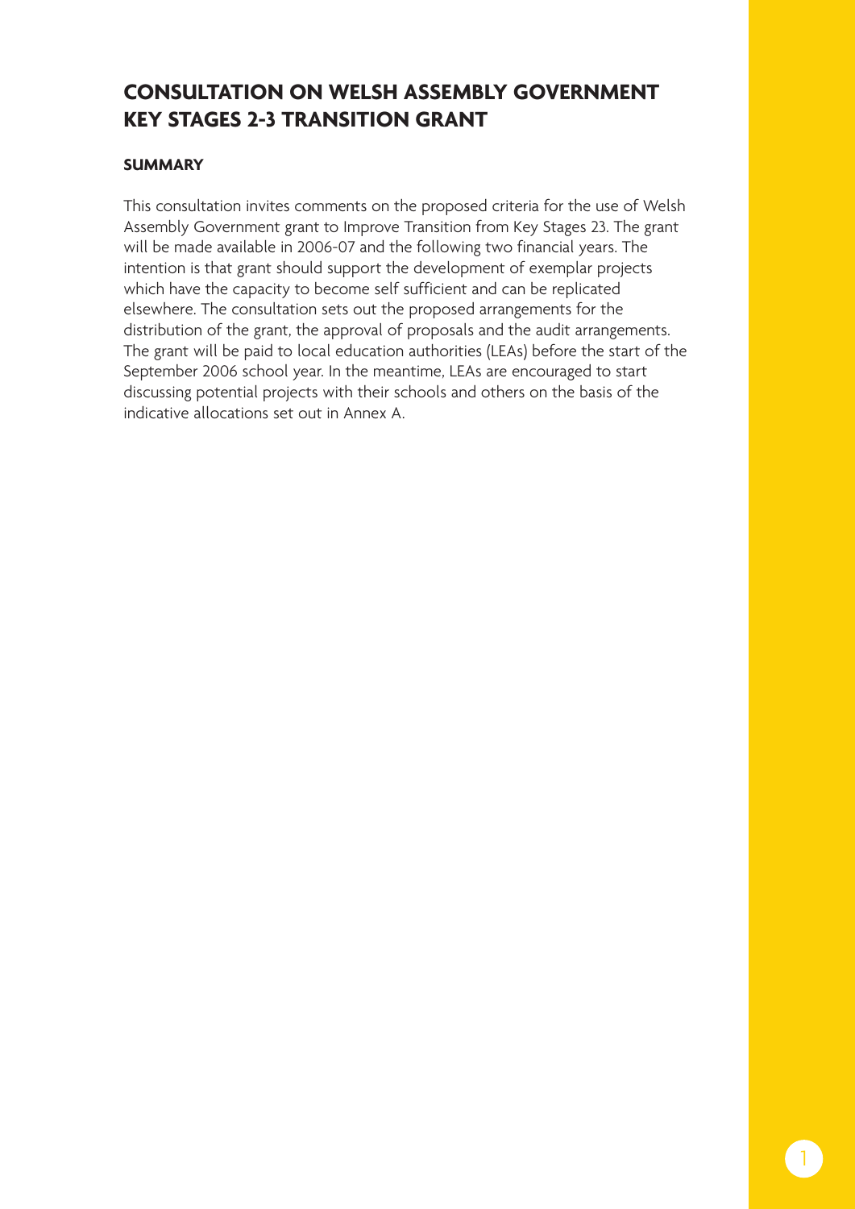# CONSULTATION ON WELSH ASSEMBLY GOVERNMENT KEY STAGES 2-3 TRANSITION GRANT

### SUMMARY

This consultation invites comments on the proposed criteria for the use of Welsh Assembly Government grant to Improve Transition from Key Stages 23. The grant will be made available in 2006-07 and the following two financial years. The intention is that grant should support the development of exemplar projects which have the capacity to become self sufficient and can be replicated elsewhere. The consultation sets out the proposed arrangements for the distribution of the grant, the approval of proposals and the audit arrangements. The grant will be paid to local education authorities (LEAs) before the start of the September 2006 school year. In the meantime, LEAs are encouraged to start discussing potential projects with their schools and others on the basis of the indicative allocations set out in Annex A.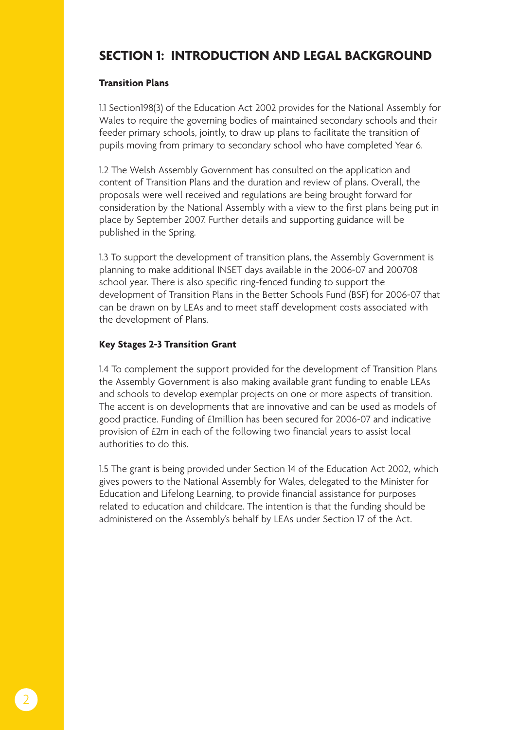## SECTION 1: INTRODUCTION AND LEGAL BACKGROUND

### Transition Plans

1.1 Section198(3) of the Education Act 2002 provides for the National Assembly for Wales to require the governing bodies of maintained secondary schools and their feeder primary schools, jointly, to draw up plans to facilitate the transition of pupils moving from primary to secondary school who have completed Year 6.

1.2 The Welsh Assembly Government has consulted on the application and content of Transition Plans and the duration and review of plans. Overall, the proposals were well received and regulations are being brought forward for consideration by the National Assembly with a view to the first plans being put in place by September 2007. Further details and supporting guidance will be published in the Spring.

1.3 To support the development of transition plans, the Assembly Government is planning to make additional INSET days available in the 2006-07 and 200708 school year. There is also specific ring-fenced funding to support the development of Transition Plans in the Better Schools Fund (BSF) for 2006-07 that can be drawn on by LEAs and to meet staff development costs associated with the development of Plans.

### Key Stages 2-3 Transition Grant

1.4 To complement the support provided for the development of Transition Plans the Assembly Government is also making available grant funding to enable LEAs and schools to develop exemplar projects on one or more aspects of transition. The accent is on developments that are innovative and can be used as models of good practice. Funding of £1million has been secured for 2006-07 and indicative provision of £2m in each of the following two financial years to assist local authorities to do this.

1.5 The grant is being provided under Section 14 of the Education Act 2002, which gives powers to the National Assembly for Wales, delegated to the Minister for Education and Lifelong Learning, to provide financial assistance for purposes related to education and childcare. The intention is that the funding should be administered on the Assembly's behalf by LEAs under Section 17 of the Act.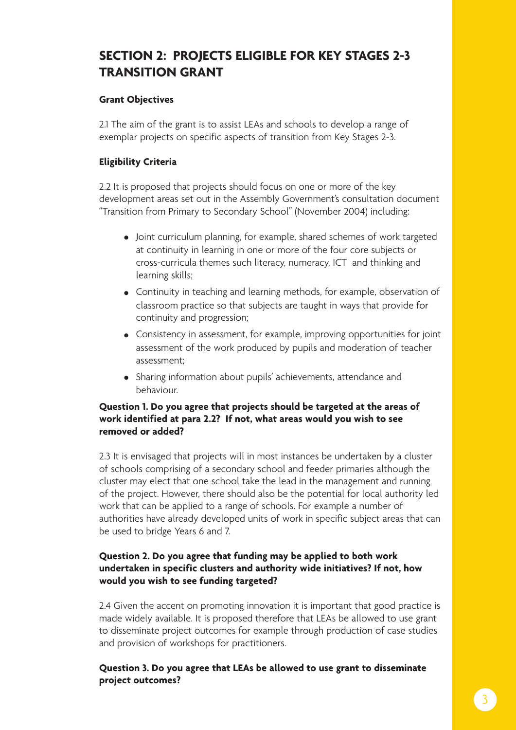## SECTION 2: PROJECTS ELIGIBLE FOR KEY STAGES 2-3 TRANSITION GRANT

**Grant Objectives**

2.1 The aim of the grant is to assist LEAs and schools to develop a range of exemplar projects on specific aspects of transition from Key Stages 2-3.

**Eligibility Criteria**

2.2 It is proposed that projects should focus on one or more of the key development areas set out in the Assembly Government's consultation document "Transition from Primary to Secondary School" (November 2004) including:

- Joint curriculum planning, for example, shared schemes of work targeted at continuity in learning in one or more of the four core subjects or cross-curricula themes such literacy, numeracy, ICT and thinking and learning skills;
- Continuity in teaching and learning methods, for example, observation of classroom practice so that subjects are taught in ways that provide for continuity and progression;
- Consistency in assessment, for example, improving opportunities for joint assessment of the work produced by pupils and moderation of teacher assessment;
- Sharing information about pupils' achievements, attendance and behaviour.

**Question 1. Do you agree that projects should be targeted at the areas of work identified at para 2.2? If not, what areas would you wish to see removed or added?**

2.3 It is envisaged that projects will in most instances be undertaken by a cluster of schools comprising of a secondary school and feeder primaries although the cluster may elect that one school take the lead in the management and running of the project. However, there should also be the potential for local authority led work that can be applied to a range of schools. For example a number of authorities have already developed units of work in specific subject areas that can be used to bridge Years 6 and 7.

**Question 2. Do you agree that funding may be applied to both work undertaken in specific clusters and authority wide initiatives? If not, how would you wish to see funding targeted?**

2.4 Given the accent on promoting innovation it is important that good practice is made widely available. It is proposed therefore that LEAs be allowed to use grant to disseminate project outcomes for example through production of case studies and provision of workshops for practitioners.

**Question 3. Do you agree that LEAs be allowed to use grant to disseminate project outcomes?**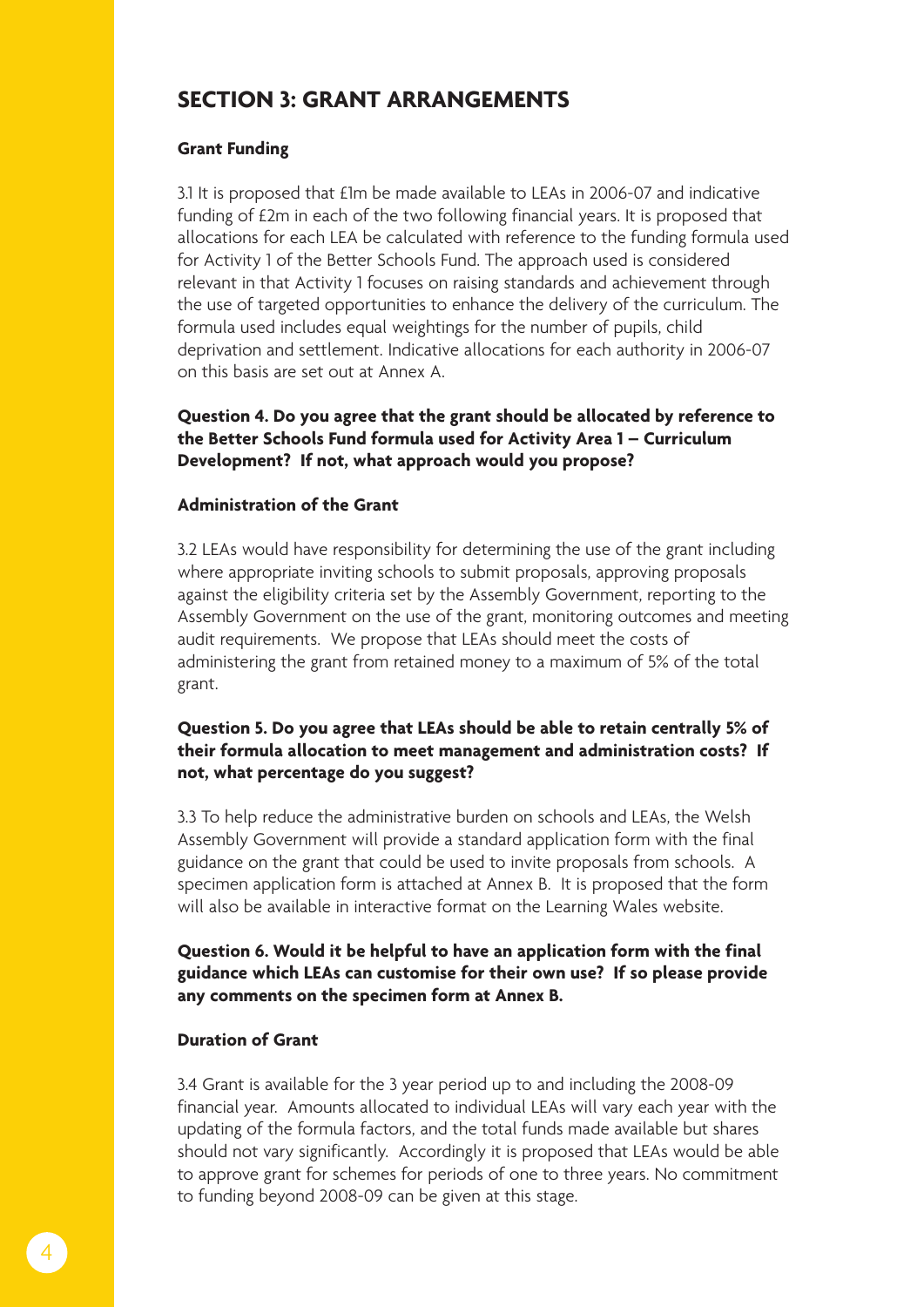## SECTION 3: GRANT ARRANGEMENTS

### Grant Funding

3.1 It is proposed that £1m be made available to LEAs in 2006-07 and indicative funding of £2m in each of the two following financial years. It is proposed that allocations for each LEA be calculated with reference to the funding formula used for Activity 1 of the Better Schools Fund. The approach used is considered relevant in that Activity 1 focuses on raising standards and achievement through the use of targeted opportunities to enhance the delivery of the curriculum. The formula used includes equal weightings for the number of pupils, child deprivation and settlement. Indicative allocations for each authority in 2006-07 on this basis are set out at Annex A.

**Question 4. Do you agree that the grant should be allocated by reference to the Better Schools Fund formula used for Activity Area 1 – Curriculum Development? If not, what approach would you propose?**

### Administration of the Grant

3.2 LEAs would have responsibility for determining the use of the grant including where appropriate inviting schools to submit proposals, approving proposals against the eligibility criteria set by the Assembly Government, reporting to the Assembly Government on the use of the grant, monitoring outcomes and meeting audit requirements. We propose that LEAs should meet the costs of administering the grant from retained money to a maximum of 5% of the total grant.

**Question 5. Do you agree that LEAs should be able to retain centrally 5% of their formula allocation to meet management and administration costs? If not, what percentage do you suggest?**

3.3 To help reduce the administrative burden on schools and LEAs, the Welsh Assembly Government will provide a standard application form with the final guidance on the grant that could be used to invite proposals from schools. A specimen application form is attached at Annex B. It is proposed that the form will also be available in interactive format on the Learning Wales website.

**Question 6. Would it be helpful to have an application form with the final guidance which LEAs can customise for their own use? If so please provide any comments on the specimen form at Annex B.**

### Duration of Grant

3.4 Grant is available for the 3 year period up to and including the 2008-09 financial year. Amounts allocated to individual LEAs will vary each year with the updating of the formula factors, and the total funds made available but shares should not vary significantly. Accordingly it is proposed that LEAs would be able to approve grant for schemes for periods of one to three years. No commitment to funding beyond 2008-09 can be given at this stage.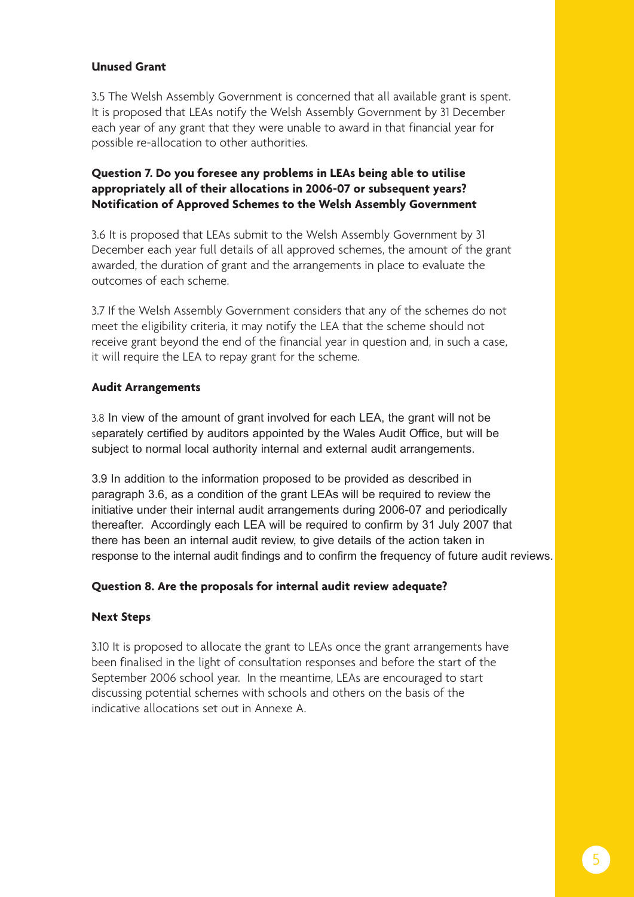**Unused Grant**

3.5 The Welsh Assembly Government is concerned that all available grant is spent. It is proposed that LEAs notify the Welsh Assembly Government by 31 December each year of any grant that they were unable to award in that financial year for possible re-allocation to other authorities.

**Question 7. Do you foresee any problems in LEAs being able to utilise appropriately all of their allocations in 2006-07 or subsequent years?**

**Notification of Approved Schemes to the Welsh Assembly Government**

3.6 It is proposed that LEAs submit to the Welsh Assembly Government by 31 December each year full details of all approved schemes, the amount of the grant awarded, the duration of grant and the arrangements in place to evaluate the outcomes of each scheme.

3.7 If the Welsh Assembly Government considers that any of the schemes do not meet the eligibility criteria, it may notify the LEA that the scheme should not receive grant beyond the end of the financial year in question and, in such a case, it will require the LEA to repay grant for the scheme.

**Audit Arrangements**

3.8 In view of the amount of grant involved for each LEA, the grant will not be separately certified by auditors appointed by the Wales Audit Office, but will be subject to normal local authority internal and external audit arrangements.

3.9 In addition to the information proposed to be provided as described in paragraph 3.6, as a condition of the grant LEAs will be required to review the initiative under their internal audit arrangements during 2006-07 and periodically thereafter. Accordingly each LEA will be required to confirm by 31 July 2007 that there has been an internal audit review, to give details of the action taken in response to the internal audit findings and to confirm the frequency of future audit reviews.

**Question 8. Are the proposals for internal audit review adequate?**

**Next Steps**

3.10 It is proposed to allocate the grant to LEAs once the grant arrangements have been finalised in the light of consultation responses and before the start of the September 2006 school year. In the meantime, LEAs are encouraged to start discussing potential schemes with schools and others on the basis of the indicative allocations set out in Annexe A.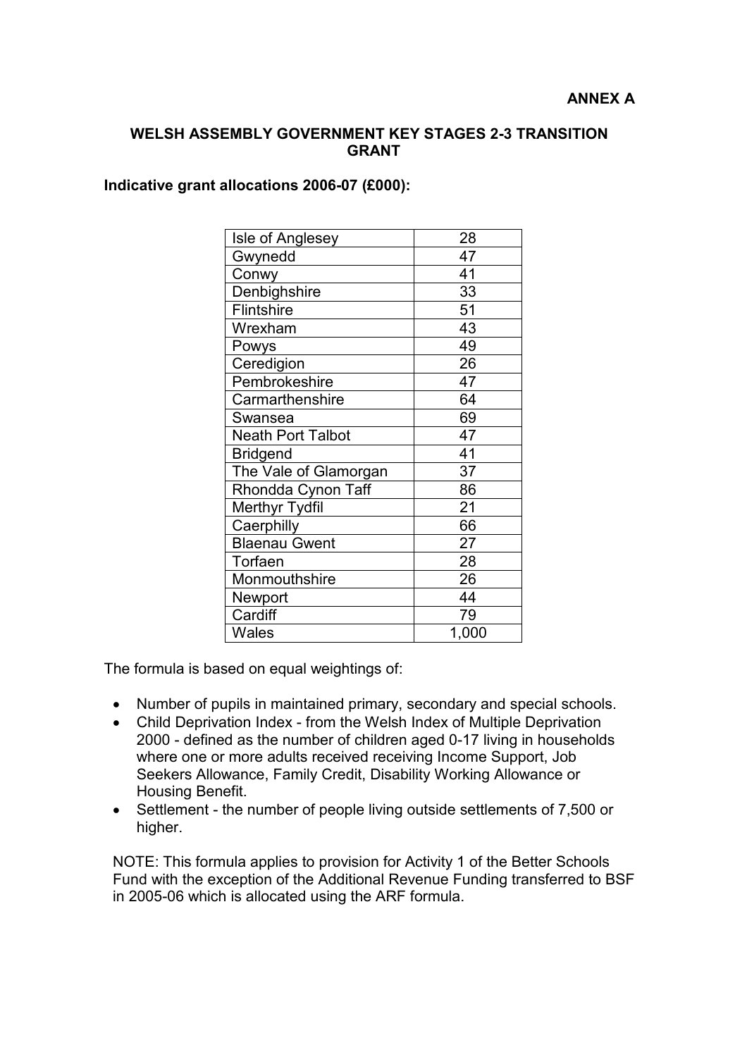**ANNEX A**

**WELSH ASSEMBLY GOVERNMENT KEY STAGES 2-3 TRANSITION GRANT**

**Indicative grant allocations 2006-07 (£000):**

| | |
|---|---|
| Isle of Anglesey | 28 |
| Gwynedd | 47 |
| Conwy | 41 |
| Denbighshire | 33 |
| Flintshire | 51 |
| Wrexham | 43 |
| Powys | 49 |
| Ceredigion | 26 |
| Pembrokeshire | 47 |
| Carmarthenshire | 64 |
| Swansea | 69 |
| Neath Port Talbot | 47 |
| Bridgend | 41 |
| The Vale of Glamorgan | 37 |
| Rhondda Cynon Taff | 86 |
| Merthyr Tydfil | 21 |
| Caerphilly | 66 |
| Blaenau Gwent | 27 |
| Torfaen | 28 |
| Monmouthshire | 26 |
| Newport | 44 |
| Cardiff | 79 |
| Wales | 1,000 |

The formula is based on equal weightings of:

- Number of pupils in maintained primary, secondary and special schools.
- Child Deprivation Index - from the Welsh Index of Multiple Deprivation 2000 - defined as the number of children aged 0-17 living in households where one or more adults received receiving Income Support, Job Seekers Allowance, Family Credit, Disability Working Allowance or Housing Benefit.
- Settlement - the number of people living outside settlements of 7,500 or higher.

NOTE: This formula applies to provision for Activity 1 of the Better Schools Fund with the exception of the Additional Revenue Funding transferred to BSF in 2005-06 which is allocated using the ARF formula.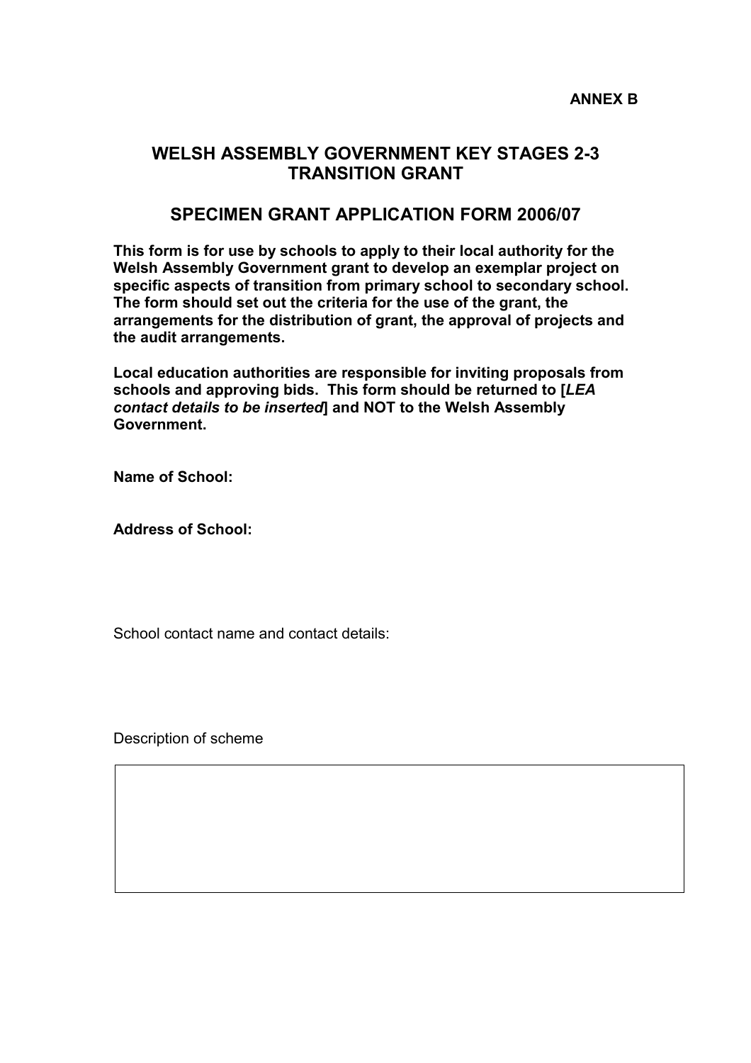**ANNEX B**

## WELSH ASSEMBLY GOVERNMENT KEY STAGES 2-3 TRANSITION GRANT

## SPECIMEN GRANT APPLICATION FORM 2006/07

**This form is for use by schools to apply to their local authority for the Welsh Assembly Government grant to develop an exemplar project on specific aspects of transition from primary school to secondary school. The form should set out the criteria for the use of the grant, the arrangements for the distribution of grant, the approval of projects and the audit arrangements.**

**Local education authorities are responsible for inviting proposals from schools and approving bids. This form should be returned to [*LEA contact details to be inserted*] and NOT to the Welsh Assembly Government.**

**Name of School:**

**Address of School:**

School contact name and contact details:

Description of scheme

| |
|---|
| |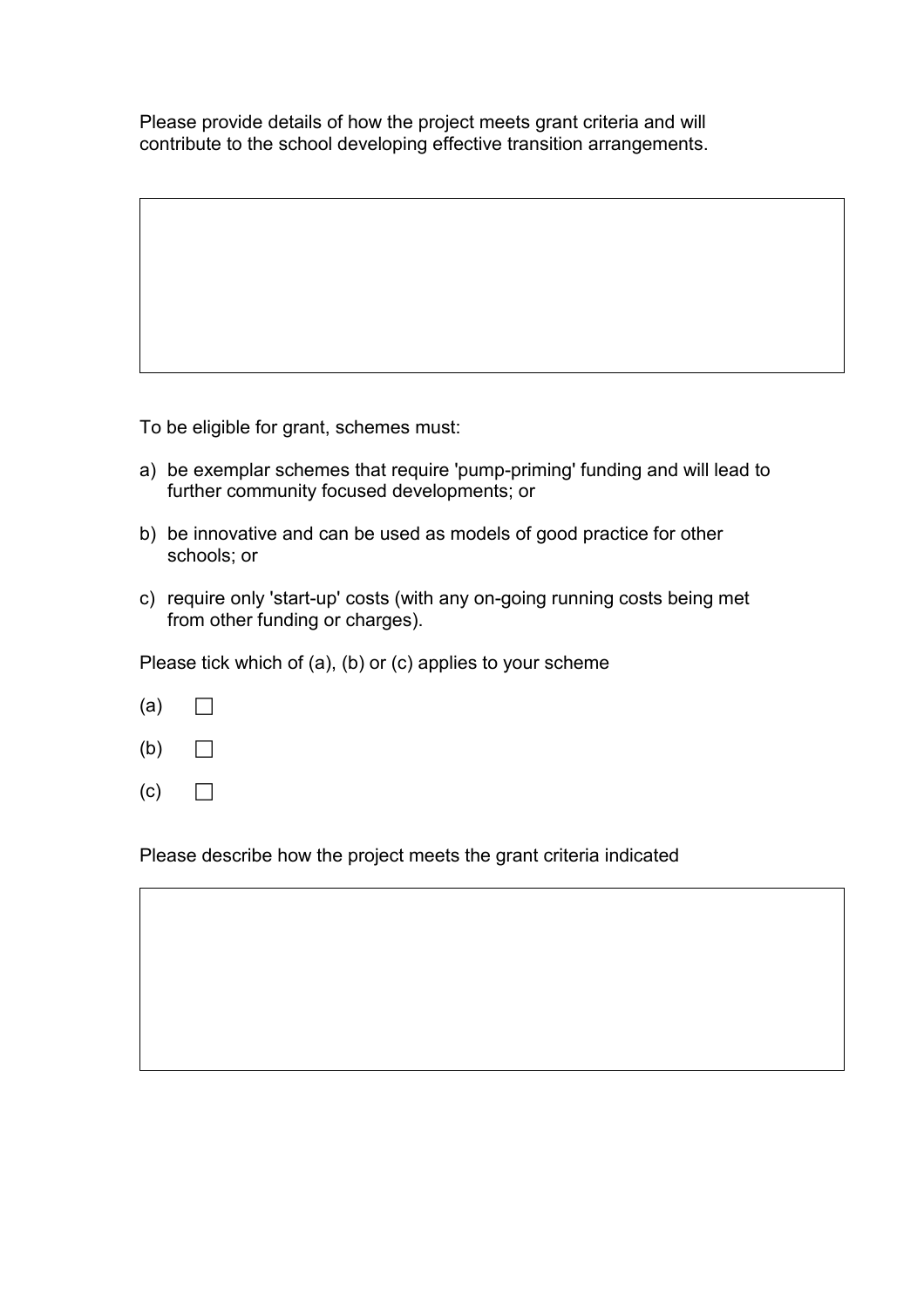Please provide details of how the project meets grant criteria and will contribute to the school developing effective transition arrangements.

| |
|---|
| |

To be eligible for grant, schemes must:

a) be exemplar schemes that require 'pump-priming' funding and will lead to further community focused developments; or

b) be innovative and can be used as models of good practice for other schools; or

c) require only 'start-up' costs (with any on-going running costs being met from other funding or charges).

Please tick which of (a), (b) or (c) applies to your scheme

(a) ☐

(b) ☐

(c) ☐

Please describe how the project meets the grant criteria indicated

| |
|---|
| |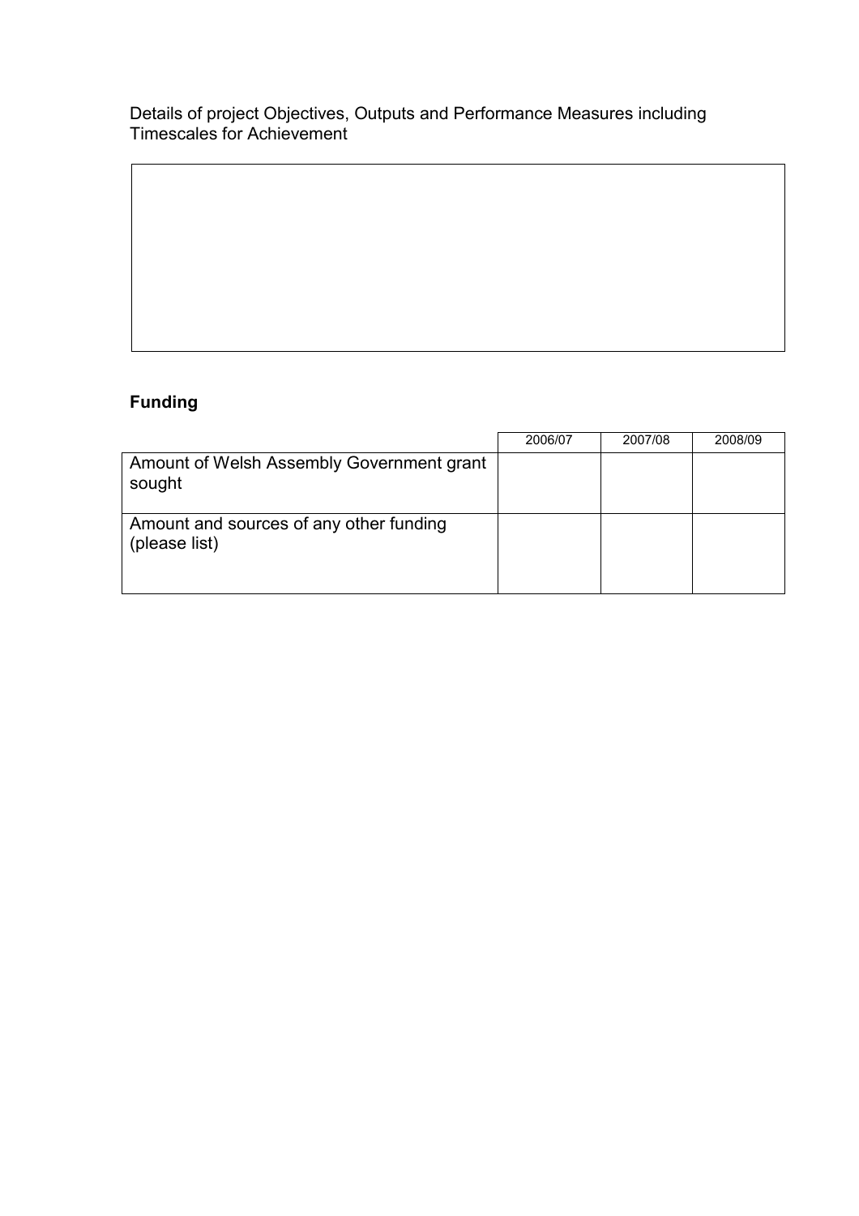Details of project Objectives, Outputs and Performance Measures including Timescales for Achievement

| |
|---|
| |

**Funding**

| | 2006/07 | 2007/08 | 2008/09 |
|---|---|---|---|
| Amount of Welsh Assembly Government grant sought | | | |
| Amount and sources of any other funding (please list) | | | |